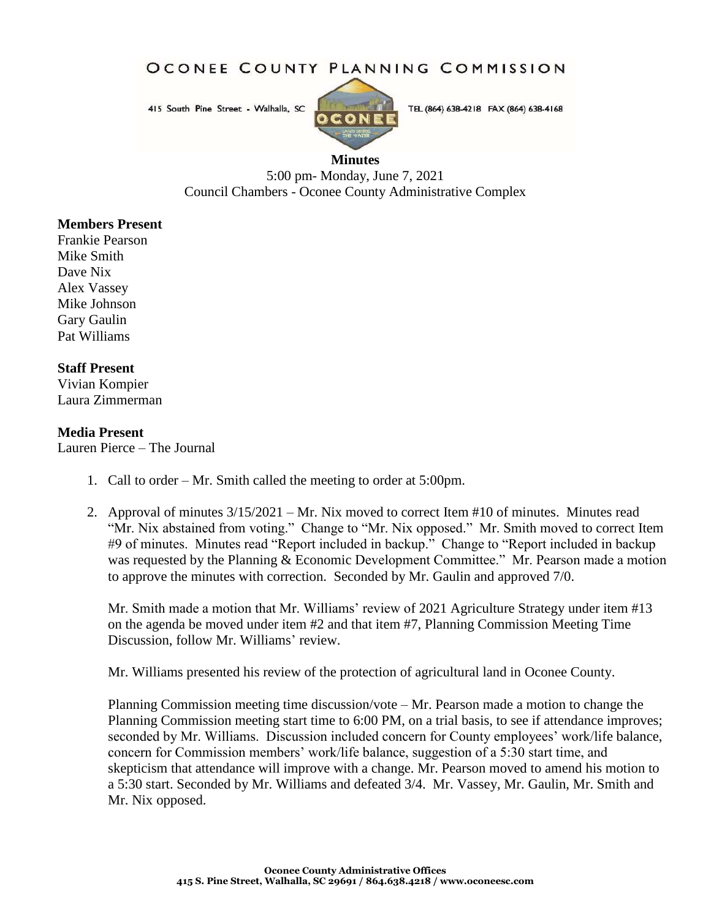# OCONEE COUNTY PLANNING COMMISSION

415 South Pine Street - Walhalla, SC TEL (864) 638-4218 FAX (864) 638-4168

**Minutes**

5:00 pm- Monday, June 7, 2021
Council Chambers - Oconee County Administrative Complex

**Members Present**
Frankie Pearson
Mike Smith
Dave Nix
Alex Vassey
Mike Johnson
Gary Gaulin
Pat Williams

**Staff Present**
Vivian Kompier
Laura Zimmerman

**Media Present**
Lauren Pierce – The Journal

1. Call to order – Mr. Smith called the meeting to order at 5:00pm.

2. Approval of minutes 3/15/2021 – Mr. Nix moved to correct Item #10 of minutes. Minutes read "Mr. Nix abstained from voting." Change to "Mr. Nix opposed." Mr. Smith moved to correct Item #9 of minutes. Minutes read "Report included in backup." Change to "Report included in backup was requested by the Planning & Economic Development Committee." Mr. Pearson made a motion to approve the minutes with correction. Seconded by Mr. Gaulin and approved 7/0.

   Mr. Smith made a motion that Mr. Williams' review of 2021 Agriculture Strategy under item #13 on the agenda be moved under item #2 and that item #7, Planning Commission Meeting Time Discussion, follow Mr. Williams' review.

   Mr. Williams presented his review of the protection of agricultural land in Oconee County.

   Planning Commission meeting time discussion/vote – Mr. Pearson made a motion to change the Planning Commission meeting start time to 6:00 PM, on a trial basis, to see if attendance improves; seconded by Mr. Williams. Discussion included concern for County employees' work/life balance, concern for Commission members' work/life balance, suggestion of a 5:30 start time, and skepticism that attendance will improve with a change. Mr. Pearson moved to amend his motion to a 5:30 start. Seconded by Mr. Williams and defeated 3/4. Mr. Vassey, Mr. Gaulin, Mr. Smith and Mr. Nix opposed.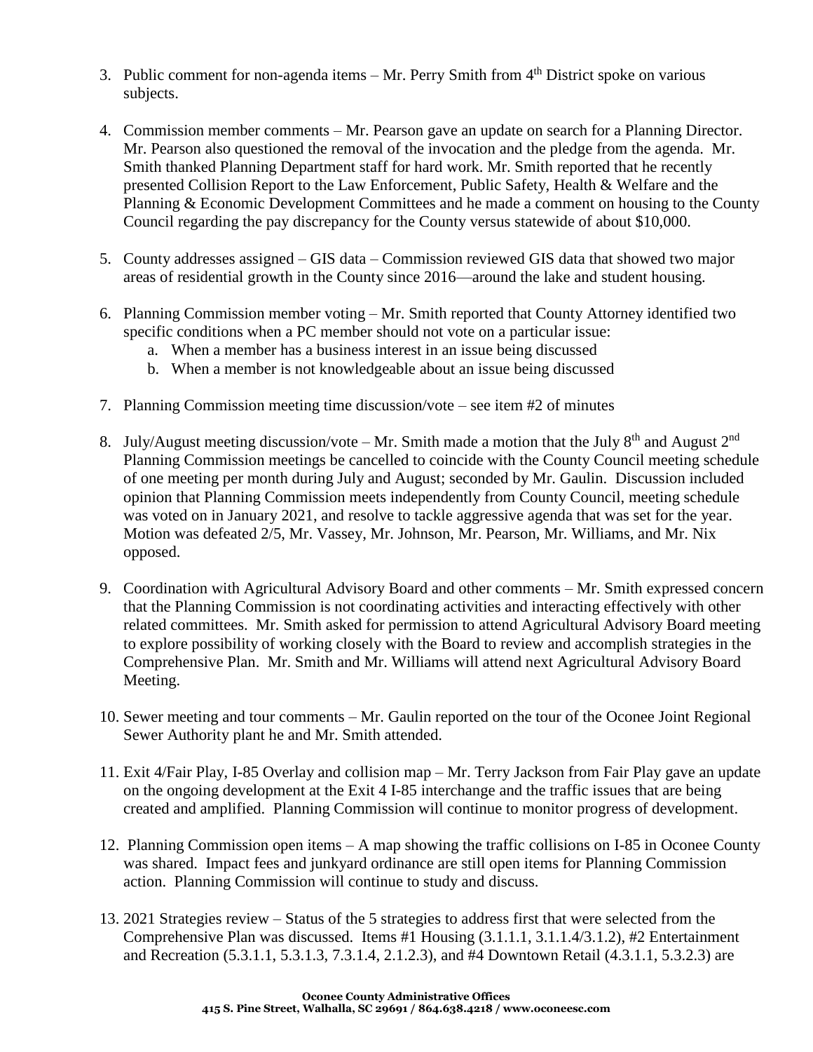3. Public comment for non-agenda items – Mr. Perry Smith from 4th District spoke on various subjects.

4. Commission member comments – Mr. Pearson gave an update on search for a Planning Director. Mr. Pearson also questioned the removal of the invocation and the pledge from the agenda. Mr. Smith thanked Planning Department staff for hard work. Mr. Smith reported that he recently presented Collision Report to the Law Enforcement, Public Safety, Health & Welfare and the Planning & Economic Development Committees and he made a comment on housing to the County Council regarding the pay discrepancy for the County versus statewide of about $10,000.

5. County addresses assigned – GIS data – Commission reviewed GIS data that showed two major areas of residential growth in the County since 2016—around the lake and student housing.

6. Planning Commission member voting – Mr. Smith reported that County Attorney identified two specific conditions when a PC member should not vote on a particular issue:
   a. When a member has a business interest in an issue being discussed
   b. When a member is not knowledgeable about an issue being discussed

7. Planning Commission meeting time discussion/vote – see item #2 of minutes

8. July/August meeting discussion/vote – Mr. Smith made a motion that the July 8th and August 2nd Planning Commission meetings be cancelled to coincide with the County Council meeting schedule of one meeting per month during July and August; seconded by Mr. Gaulin. Discussion included opinion that Planning Commission meets independently from County Council, meeting schedule was voted on in January 2021, and resolve to tackle aggressive agenda that was set for the year. Motion was defeated 2/5, Mr. Vassey, Mr. Johnson, Mr. Pearson, Mr. Williams, and Mr. Nix opposed.

9. Coordination with Agricultural Advisory Board and other comments – Mr. Smith expressed concern that the Planning Commission is not coordinating activities and interacting effectively with other related committees. Mr. Smith asked for permission to attend Agricultural Advisory Board meeting to explore possibility of working closely with the Board to review and accomplish strategies in the Comprehensive Plan. Mr. Smith and Mr. Williams will attend next Agricultural Advisory Board Meeting.

10. Sewer meeting and tour comments – Mr. Gaulin reported on the tour of the Oconee Joint Regional Sewer Authority plant he and Mr. Smith attended.

11. Exit 4/Fair Play, I-85 Overlay and collision map – Mr. Terry Jackson from Fair Play gave an update on the ongoing development at the Exit 4 I-85 interchange and the traffic issues that are being created and amplified. Planning Commission will continue to monitor progress of development.

12. Planning Commission open items – A map showing the traffic collisions on I-85 in Oconee County was shared. Impact fees and junkyard ordinance are still open items for Planning Commission action. Planning Commission will continue to study and discuss.

13. 2021 Strategies review – Status of the 5 strategies to address first that were selected from the Comprehensive Plan was discussed. Items #1 Housing (3.1.1.1, 3.1.1.4/3.1.2), #2 Entertainment and Recreation (5.3.1.1, 5.3.1.3, 7.3.1.4, 2.1.2.3), and #4 Downtown Retail (4.3.1.1, 5.3.2.3) are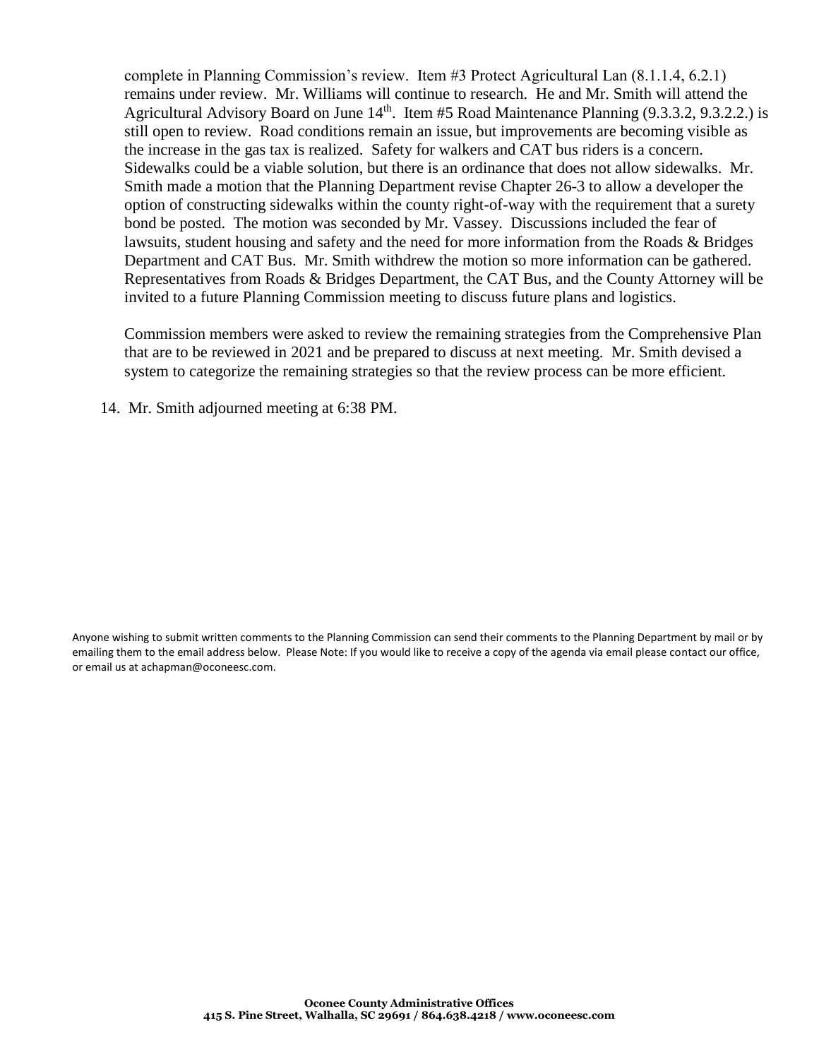complete in Planning Commission's review. Item #3 Protect Agricultural Lan (8.1.1.4, 6.2.1) remains under review. Mr. Williams will continue to research. He and Mr. Smith will attend the Agricultural Advisory Board on June 14th. Item #5 Road Maintenance Planning (9.3.3.2, 9.3.2.2.) is still open to review. Road conditions remain an issue, but improvements are becoming visible as the increase in the gas tax is realized. Safety for walkers and CAT bus riders is a concern. Sidewalks could be a viable solution, but there is an ordinance that does not allow sidewalks. Mr. Smith made a motion that the Planning Department revise Chapter 26-3 to allow a developer the option of constructing sidewalks within the county right-of-way with the requirement that a surety bond be posted. The motion was seconded by Mr. Vassey. Discussions included the fear of lawsuits, student housing and safety and the need for more information from the Roads & Bridges Department and CAT Bus. Mr. Smith withdrew the motion so more information can be gathered. Representatives from Roads & Bridges Department, the CAT Bus, and the County Attorney will be invited to a future Planning Commission meeting to discuss future plans and logistics.

Commission members were asked to review the remaining strategies from the Comprehensive Plan that are to be reviewed in 2021 and be prepared to discuss at next meeting. Mr. Smith devised a system to categorize the remaining strategies so that the review process can be more efficient.

14. Mr. Smith adjourned meeting at 6:38 PM.

Anyone wishing to submit written comments to the Planning Commission can send their comments to the Planning Department by mail or by emailing them to the email address below. Please Note: If you would like to receive a copy of the agenda via email please contact our office, or email us at achapman@oconeesc.com.

**Oconee County Administrative Offices**
**415 S. Pine Street, Walhalla, SC 29691 / 864.638.4218 / www.oconeesc.com**